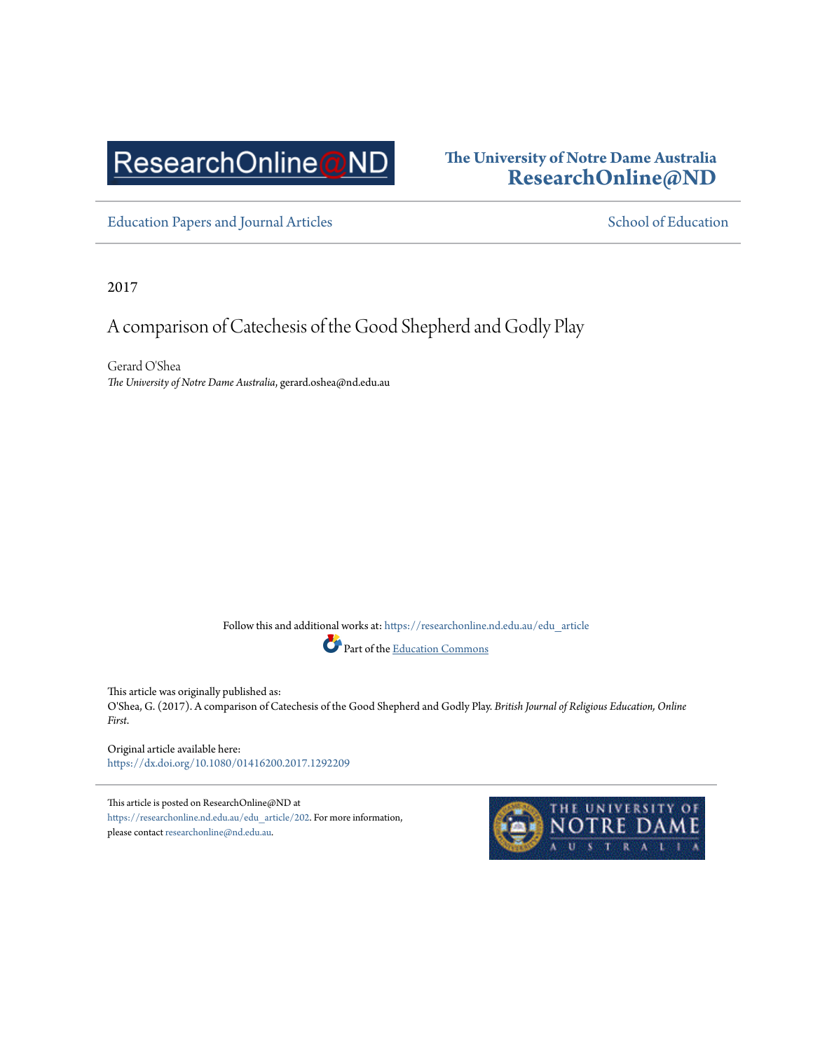ResearchOnline@ND

**The University of Notre Dame Australia**
**ResearchOnline@ND**

Education Papers and Journal Articles — School of Education

2017

# A comparison of Catechesis of the Good Shepherd and Godly Play

Gerard O'Shea
*The University of Notre Dame Australia*, gerard.oshea@nd.edu.au

Follow this and additional works at: https://researchonline.nd.edu.au/edu_article

Part of the Education Commons

This article was originally published as:
O'Shea, G. (2017). A comparison of Catechesis of the Good Shepherd and Godly Play. *British Journal of Religious Education, Online First*.

Original article available here:
https://dx.doi.org/10.1080/01416200.2017.1292209

This article is posted on ResearchOnline@ND at https://researchonline.nd.edu.au/edu_article/202. For more information, please contact researchonline@nd.edu.au.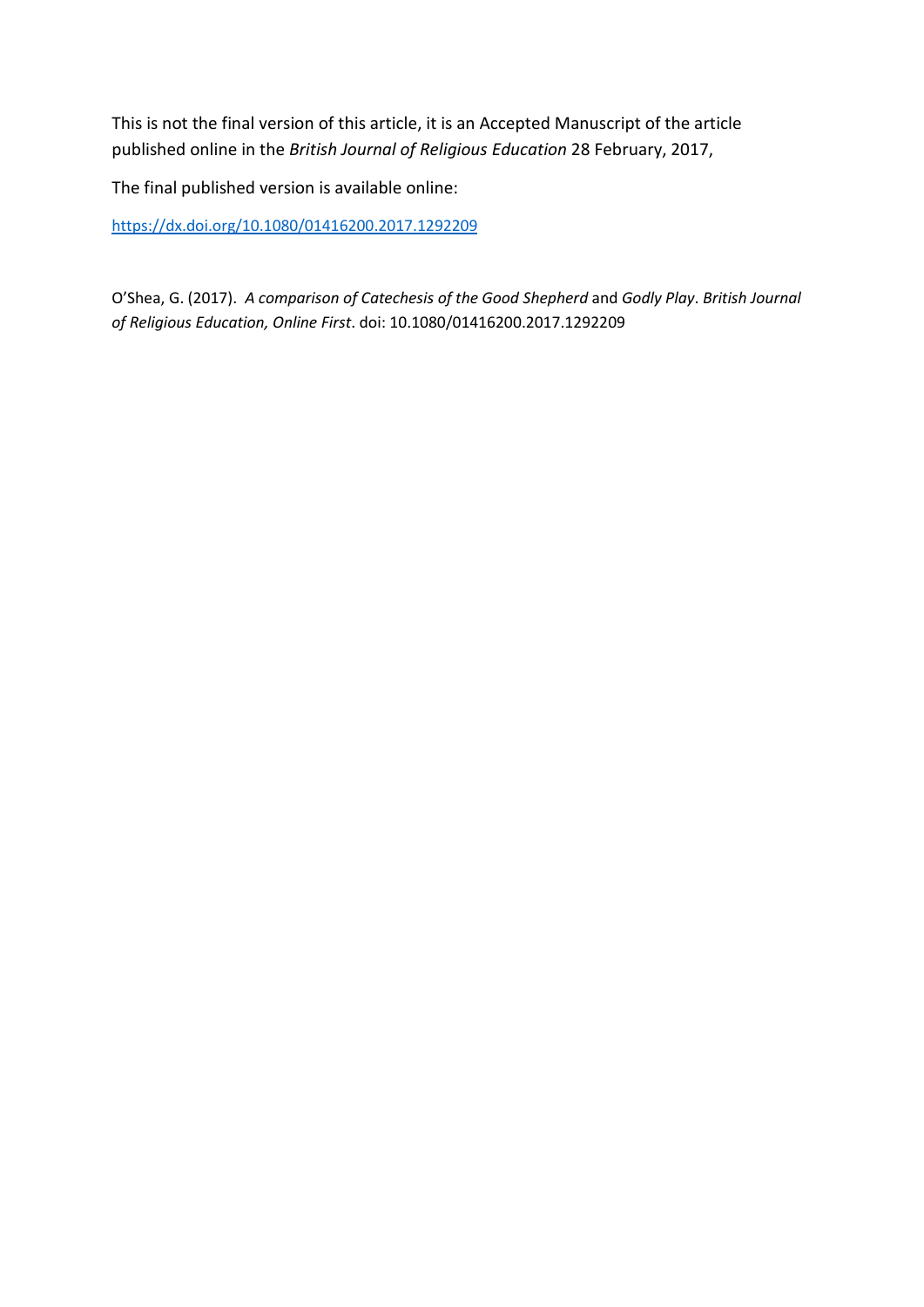This is not the final version of this article, it is an Accepted Manuscript of the article published online in the *British Journal of Religious Education* 28 February, 2017,

The final published version is available online:

https://dx.doi.org/10.1080/01416200.2017.1292209

O'Shea, G. (2017). *A comparison of Catechesis of the Good Shepherd* and *Godly Play*. *British Journal of Religious Education, Online First*. doi: 10.1080/01416200.2017.1292209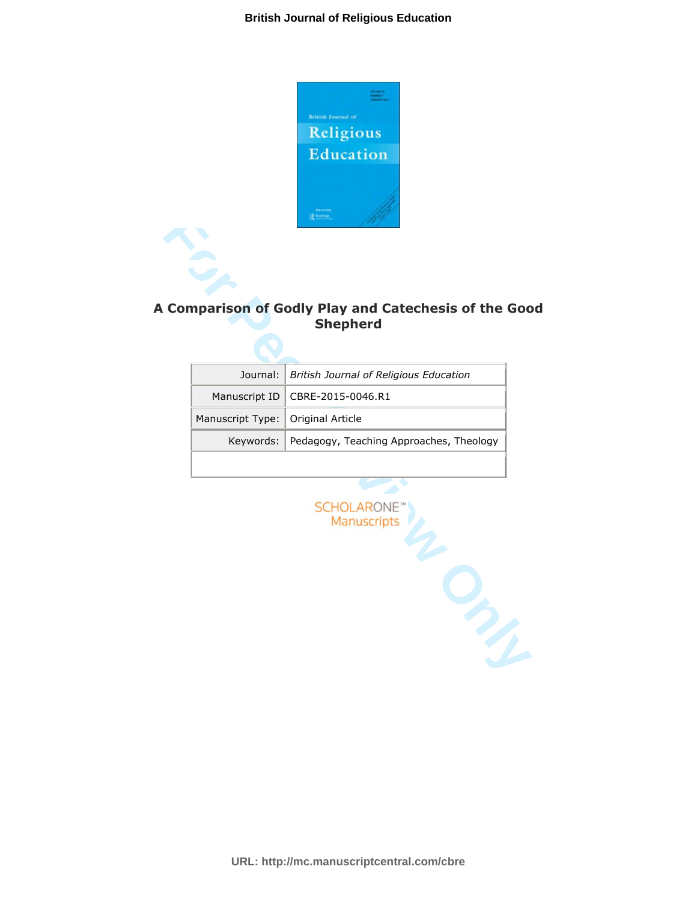# A Comparison of Godly Play and Catechesis of the Good Shepherd

| Journal: | *British Journal of Religious Education* |
|---|---|
| Manuscript ID | CBRE-2015-0046.R1 |
| Manuscript Type: | Original Article |
| Keywords: | Pedagogy, Teaching Approaches, Theology |
| | |

SCHOLARONE™
Manuscripts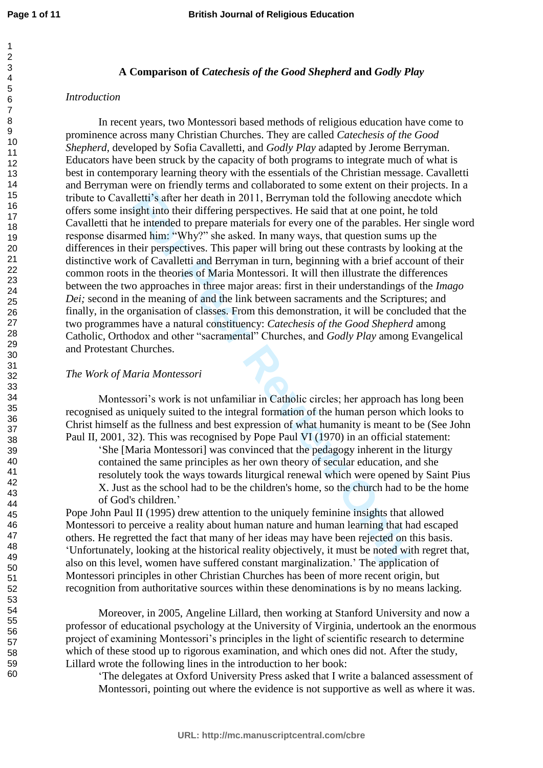## A Comparison of *Catechesis of the Good Shepherd* and *Godly Play*

*Introduction*

In recent years, two Montessori based methods of religious education have come to prominence across many Christian Churches. They are called *Catechesis of the Good Shepherd,* developed by Sofia Cavalletti, and *Godly Play* adapted by Jerome Berryman. Educators have been struck by the capacity of both programs to integrate much of what is best in contemporary learning theory with the essentials of the Christian message. Cavalletti and Berryman were on friendly terms and collaborated to some extent on their projects. In a tribute to Cavalletti's after her death in 2011, Berryman told the following anecdote which offers some insight into their differing perspectives. He said that at one point, he told Cavalletti that he intended to prepare materials for every one of the parables. Her single word response disarmed him: "Why?" she asked. In many ways, that question sums up the differences in their perspectives. This paper will bring out these contrasts by looking at the distinctive work of Cavalletti and Berryman in turn, beginning with a brief account of their common roots in the theories of Maria Montessori. It will then illustrate the differences between the two approaches in three major areas: first in their understandings of the *Imago Dei;* second in the meaning of and the link between sacraments and the Scriptures; and finally, in the organisation of classes. From this demonstration, it will be concluded that the two programmes have a natural constituency: *Catechesis of the Good Shepherd* among Catholic, Orthodox and other "sacramental" Churches, and *Godly Play* among Evangelical and Protestant Churches.

*The Work of Maria Montessori*

Montessori's work is not unfamiliar in Catholic circles; her approach has long been recognised as uniquely suited to the integral formation of the human person which looks to Christ himself as the fullness and best expression of what humanity is meant to be (See John Paul II, 2001, 32). This was recognised by Pope Paul VI (1970) in an official statement:

> 'She [Maria Montessori] was convinced that the pedagogy inherent in the liturgy contained the same principles as her own theory of secular education, and she resolutely took the ways towards liturgical renewal which were opened by Saint Pius X. Just as the school had to be the children's home, so the church had to be the home of God's children.'

Pope John Paul II (1995) drew attention to the uniquely feminine insights that allowed Montessori to perceive a reality about human nature and human learning that had escaped others. He regretted the fact that many of her ideas may have been rejected on this basis. 'Unfortunately, looking at the historical reality objectively, it must be noted with regret that, also on this level, women have suffered constant marginalization.' The application of Montessori principles in other Christian Churches has been of more recent origin, but recognition from authoritative sources within these denominations is by no means lacking.

Moreover, in 2005, Angeline Lillard, then working at Stanford University and now a professor of educational psychology at the University of Virginia, undertook an the enormous project of examining Montessori's principles in the light of scientific research to determine which of these stood up to rigorous examination, and which ones did not. After the study, Lillard wrote the following lines in the introduction to her book:

> 'The delegates at Oxford University Press asked that I write a balanced assessment of Montessori, pointing out where the evidence is not supportive as well as where it was.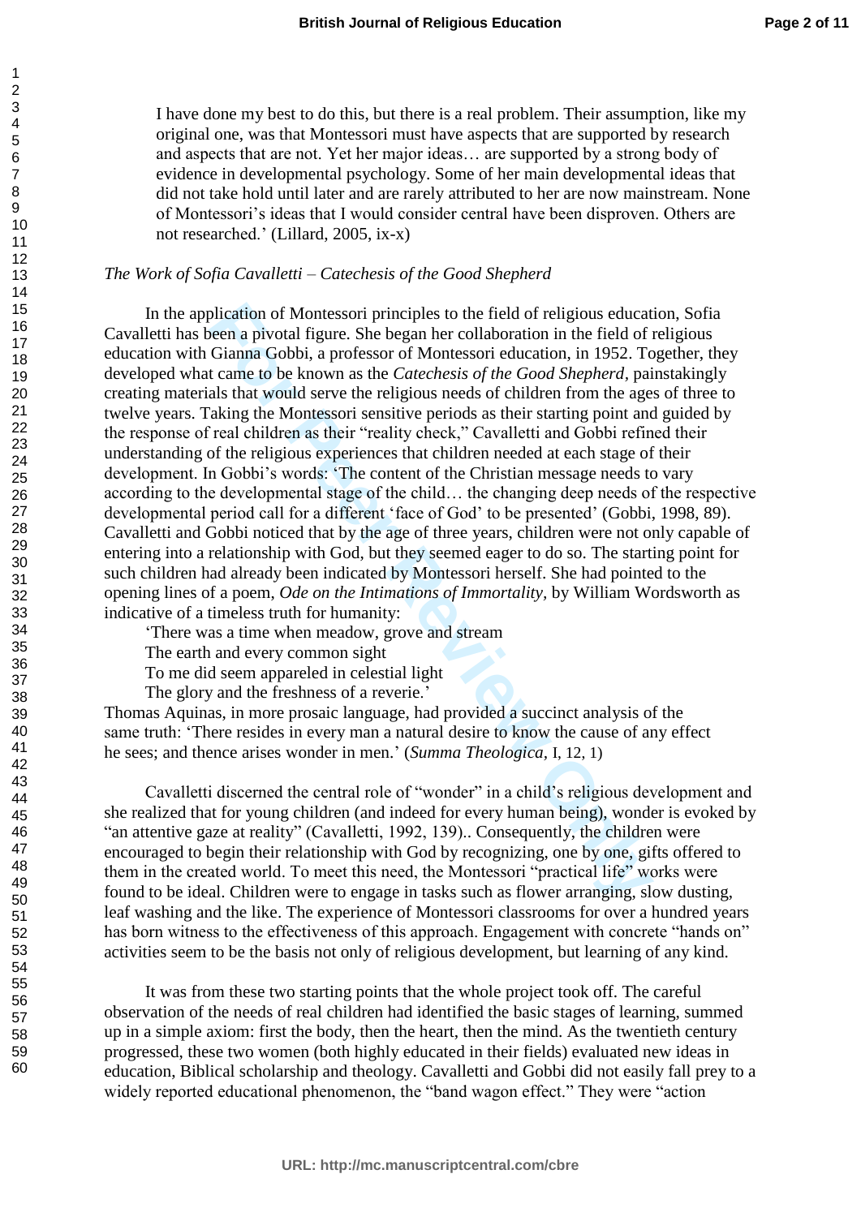I have done my best to do this, but there is a real problem. Their assumption, like my original one, was that Montessori must have aspects that are supported by research and aspects that are not. Yet her major ideas… are supported by a strong body of evidence in developmental psychology. Some of her main developmental ideas that did not take hold until later and are rarely attributed to her are now mainstream. None of Montessori's ideas that I would consider central have been disproven. Others are not researched.' (Lillard, 2005, ix-x)

*The Work of Sofia Cavalletti – Catechesis of the Good Shepherd*

In the application of Montessori principles to the field of religious education, Sofia Cavalletti has been a pivotal figure. She began her collaboration in the field of religious education with Gianna Gobbi, a professor of Montessori education, in 1952. Together, they developed what came to be known as the *Catechesis of the Good Shepherd*, painstakingly creating materials that would serve the religious needs of children from the ages of three to twelve years. Taking the Montessori sensitive periods as their starting point and guided by the response of real children as their "reality check," Cavalletti and Gobbi refined their understanding of the religious experiences that children needed at each stage of their development. In Gobbi's words: 'The content of the Christian message needs to vary according to the developmental stage of the child… the changing deep needs of the respective developmental period call for a different 'face of God' to be presented' (Gobbi, 1998, 89). Cavalletti and Gobbi noticed that by the age of three years, children were not only capable of entering into a relationship with God, but they seemed eager to do so. The starting point for such children had already been indicated by Montessori herself. She had pointed to the opening lines of a poem, *Ode on the Intimations of Immortality*, by William Wordsworth as indicative of a timeless truth for humanity:

'There was a time when meadow, grove and stream
The earth and every common sight
To me did seem appareled in celestial light
The glory and the freshness of a reverie.'

Thomas Aquinas, in more prosaic language, had provided a succinct analysis of the same truth: 'There resides in every man a natural desire to know the cause of any effect he sees; and thence arises wonder in men.' (*Summa Theologica*, I, 12, 1)

Cavalletti discerned the central role of "wonder" in a child's religious development and she realized that for young children (and indeed for every human being), wonder is evoked by "an attentive gaze at reality" (Cavalletti, 1992, 139).. Consequently, the children were encouraged to begin their relationship with God by recognizing, one by one, gifts offered to them in the created world. To meet this need, the Montessori "practical life" works were found to be ideal. Children were to engage in tasks such as flower arranging, slow dusting, leaf washing and the like. The experience of Montessori classrooms for over a hundred years has born witness to the effectiveness of this approach. Engagement with concrete "hands on" activities seem to be the basis not only of religious development, but learning of any kind.

It was from these two starting points that the whole project took off. The careful observation of the needs of real children had identified the basic stages of learning, summed up in a simple axiom: first the body, then the heart, then the mind. As the twentieth century progressed, these two women (both highly educated in their fields) evaluated new ideas in education, Biblical scholarship and theology. Cavalletti and Gobbi did not easily fall prey to a widely reported educational phenomenon, the "band wagon effect." They were "action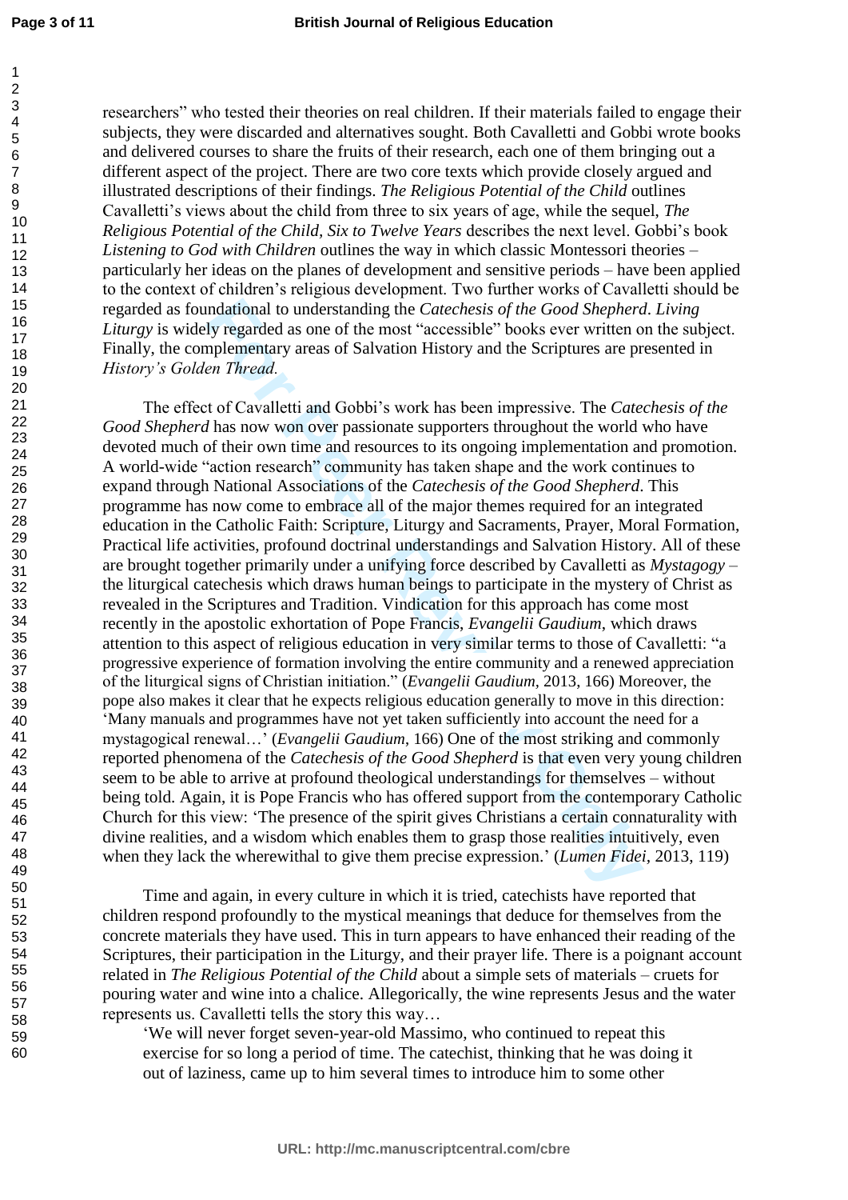researchers" who tested their theories on real children. If their materials failed to engage their subjects, they were discarded and alternatives sought. Both Cavalletti and Gobbi wrote books and delivered courses to share the fruits of their research, each one of them bringing out a different aspect of the project. There are two core texts which provide closely argued and illustrated descriptions of their findings. *The Religious Potential of the Child* outlines Cavalletti's views about the child from three to six years of age, while the sequel, *The Religious Potential of the Child, Six to Twelve Years* describes the next level. Gobbi's book *Listening to God with Children* outlines the way in which classic Montessori theories – particularly her ideas on the planes of development and sensitive periods – have been applied to the context of children's religious development. Two further works of Cavalletti should be regarded as foundational to understanding the *Catechesis of the Good Shepherd*. *Living Liturgy* is widely regarded as one of the most "accessible" books ever written on the subject. Finally, the complementary areas of Salvation History and the Scriptures are presented in *History's Golden Thread.*

The effect of Cavalletti and Gobbi's work has been impressive. The *Catechesis of the Good Shepherd* has now won over passionate supporters throughout the world who have devoted much of their own time and resources to its ongoing implementation and promotion. A world-wide "action research" community has taken shape and the work continues to expand through National Associations of the *Catechesis of the Good Shepherd*. This programme has now come to embrace all of the major themes required for an integrated education in the Catholic Faith: Scripture, Liturgy and Sacraments, Prayer, Moral Formation, Practical life activities, profound doctrinal understandings and Salvation History. All of these are brought together primarily under a unifying force described by Cavalletti as *Mystagogy* – the liturgical catechesis which draws human beings to participate in the mystery of Christ as revealed in the Scriptures and Tradition. Vindication for this approach has come most recently in the apostolic exhortation of Pope Francis, *Evangelii Gaudium*, which draws attention to this aspect of religious education in very similar terms to those of Cavalletti: "a progressive experience of formation involving the entire community and a renewed appreciation of the liturgical signs of Christian initiation." (*Evangelii Gaudium,* 2013, 166) Moreover, the pope also makes it clear that he expects religious education generally to move in this direction: 'Many manuals and programmes have not yet taken sufficiently into account the need for a mystagogical renewal…' (*Evangelii Gaudium*, 166) One of the most striking and commonly reported phenomena of the *Catechesis of the Good Shepherd* is that even very young children seem to be able to arrive at profound theological understandings for themselves – without being told. Again, it is Pope Francis who has offered support from the contemporary Catholic Church for this view: 'The presence of the spirit gives Christians a certain connaturality with divine realities, and a wisdom which enables them to grasp those realities intuitively, even when they lack the wherewithal to give them precise expression.' (*Lumen Fidei*, 2013, 119)

Time and again, in every culture in which it is tried, catechists have reported that children respond profoundly to the mystical meanings that deduce for themselves from the concrete materials they have used. This in turn appears to have enhanced their reading of the Scriptures, their participation in the Liturgy, and their prayer life. There is a poignant account related in *The Religious Potential of the Child* about a simple sets of materials – cruets for pouring water and wine into a chalice. Allegorically, the wine represents Jesus and the water represents us. Cavalletti tells the story this way…

> 'We will never forget seven-year-old Massimo, who continued to repeat this exercise for so long a period of time. The catechist, thinking that he was doing it out of laziness, came up to him several times to introduce him to some other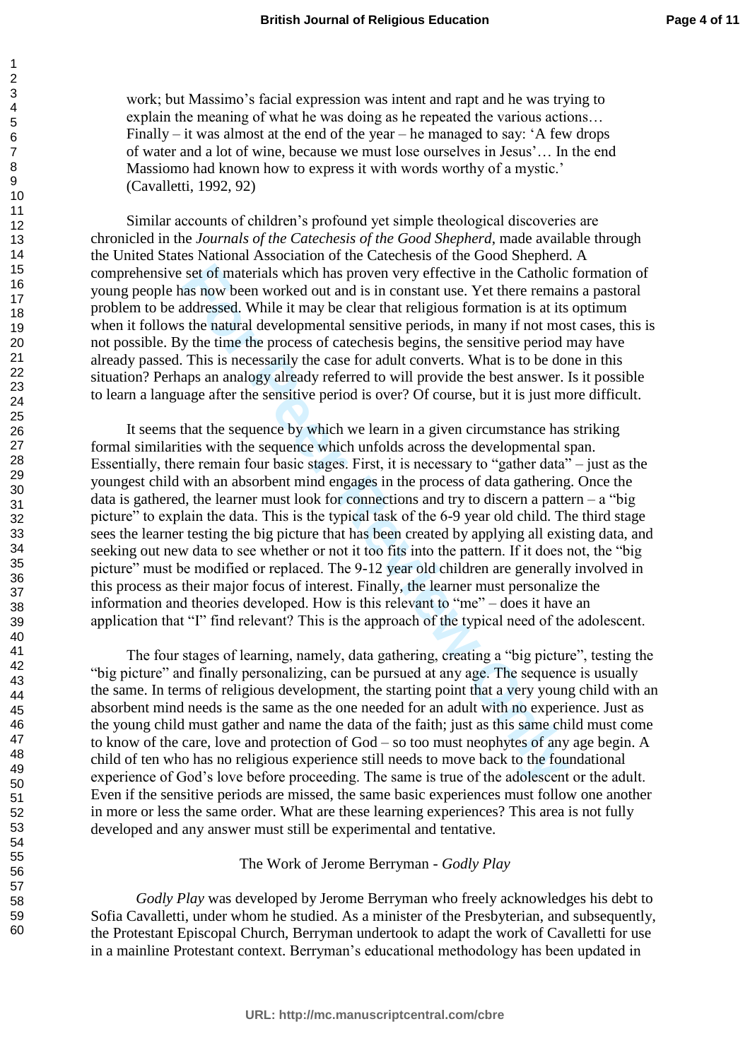work; but Massimo's facial expression was intent and rapt and he was trying to explain the meaning of what he was doing as he repeated the various actions… Finally – it was almost at the end of the year – he managed to say: 'A few drops of water and a lot of wine, because we must lose ourselves in Jesus'… In the end Massiomo had known how to express it with words worthy of a mystic.' (Cavalletti, 1992, 92)

Similar accounts of children's profound yet simple theological discoveries are chronicled in the *Journals of the Catechesis of the Good Shepherd*, made available through the United States National Association of the Catechesis of the Good Shepherd. A comprehensive set of materials which has proven very effective in the Catholic formation of young people has now been worked out and is in constant use. Yet there remains a pastoral problem to be addressed. While it may be clear that religious formation is at its optimum when it follows the natural developmental sensitive periods, in many if not most cases, this is not possible. By the time the process of catechesis begins, the sensitive period may have already passed. This is necessarily the case for adult converts. What is to be done in this situation? Perhaps an analogy already referred to will provide the best answer. Is it possible to learn a language after the sensitive period is over? Of course, but it is just more difficult.

It seems that the sequence by which we learn in a given circumstance has striking formal similarities with the sequence which unfolds across the developmental span. Essentially, there remain four basic stages. First, it is necessary to "gather data" – just as the youngest child with an absorbent mind engages in the process of data gathering. Once the data is gathered, the learner must look for connections and try to discern a pattern – a "big picture" to explain the data. This is the typical task of the 6-9 year old child. The third stage sees the learner testing the big picture that has been created by applying all existing data, and seeking out new data to see whether or not it too fits into the pattern. If it does not, the "big picture" must be modified or replaced. The 9-12 year old children are generally involved in this process as their major focus of interest. Finally, the learner must personalize the information and theories developed. How is this relevant to "me" – does it have an application that "I" find relevant? This is the approach of the typical need of the adolescent.

The four stages of learning, namely, data gathering, creating a "big picture", testing the "big picture" and finally personalizing, can be pursued at any age. The sequence is usually the same. In terms of religious development, the starting point that a very young child with an absorbent mind needs is the same as the one needed for an adult with no experience. Just as the young child must gather and name the data of the faith; just as this same child must come to know of the care, love and protection of God – so too must neophytes of any age begin. A child of ten who has no religious experience still needs to move back to the foundational experience of God's love before proceeding. The same is true of the adolescent or the adult. Even if the sensitive periods are missed, the same basic experiences must follow one another in more or less the same order. What are these learning experiences? This area is not fully developed and any answer must still be experimental and tentative.

## The Work of Jerome Berryman - *Godly Play*

*Godly Play* was developed by Jerome Berryman who freely acknowledges his debt to Sofia Cavalletti, under whom he studied. As a minister of the Presbyterian, and subsequently, the Protestant Episcopal Church, Berryman undertook to adapt the work of Cavalletti for use in a mainline Protestant context. Berryman's educational methodology has been updated in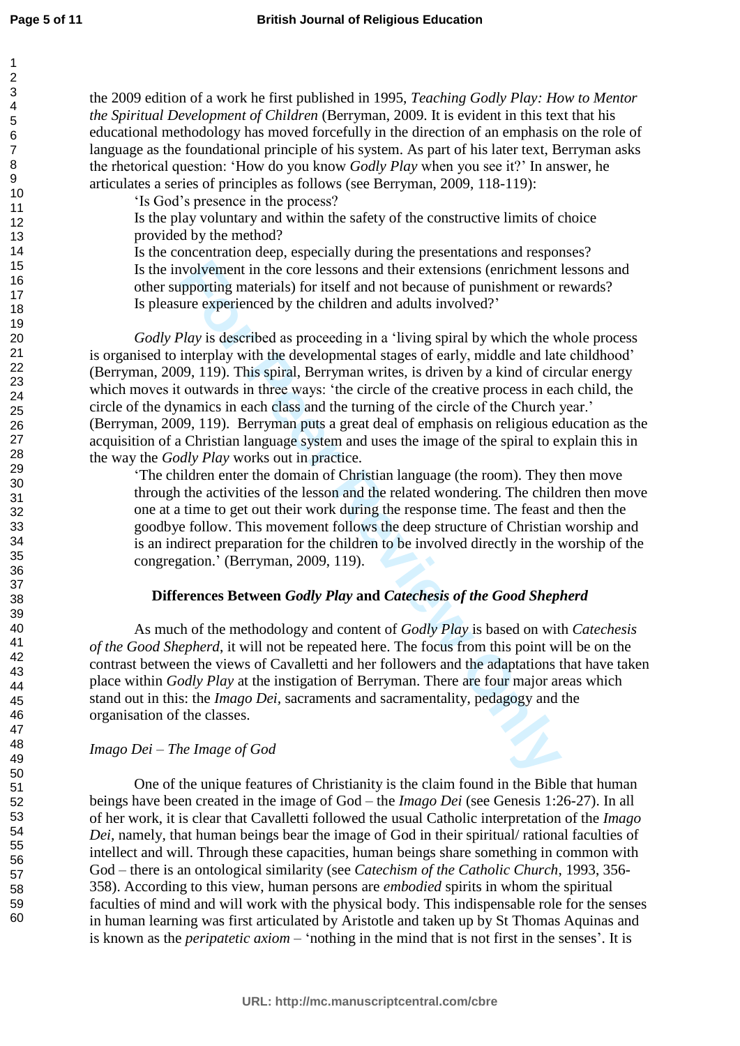the 2009 edition of a work he first published in 1995, *Teaching Godly Play: How to Mentor the Spiritual Development of Children* (Berryman, 2009. It is evident in this text that his educational methodology has moved forcefully in the direction of an emphasis on the role of language as the foundational principle of his system. As part of his later text, Berryman asks the rhetorical question: 'How do you know *Godly Play* when you see it?' In answer, he articulates a series of principles as follows (see Berryman, 2009, 118-119):

> 'Is God's presence in the process?
> Is the play voluntary and within the safety of the constructive limits of choice provided by the method?
> Is the concentration deep, especially during the presentations and responses?
> Is the involvement in the core lessons and their extensions (enrichment lessons and other supporting materials) for itself and not because of punishment or rewards?
> Is pleasure experienced by the children and adults involved?'

*Godly Play* is described as proceeding in a 'living spiral by which the whole process is organised to interplay with the developmental stages of early, middle and late childhood' (Berryman, 2009, 119). This spiral, Berryman writes, is driven by a kind of circular energy which moves it outwards in three ways: 'the circle of the creative process in each child, the circle of the dynamics in each class and the turning of the circle of the Church year.' (Berryman, 2009, 119). Berryman puts a great deal of emphasis on religious education as the acquisition of a Christian language system and uses the image of the spiral to explain this in the way the *Godly Play* works out in practice.

> 'The children enter the domain of Christian language (the room). They then move through the activities of the lesson and the related wondering. The children then move one at a time to get out their work during the response time. The feast and then the goodbye follow. This movement follows the deep structure of Christian worship and is an indirect preparation for the children to be involved directly in the worship of the congregation.' (Berryman, 2009, 119).

## Differences Between *Godly Play* and *Catechesis of the Good Shepherd*

As much of the methodology and content of *Godly Play* is based on with *Catechesis of the Good Shepherd*, it will not be repeated here. The focus from this point will be on the contrast between the views of Cavalletti and her followers and the adaptations that have taken place within *Godly Play* at the instigation of Berryman. There are four major areas which stand out in this: the *Imago Dei*, sacraments and sacramentality, pedagogy and the organisation of the classes.

### *Imago Dei – The Image of God*

One of the unique features of Christianity is the claim found in the Bible that human beings have been created in the image of God – the *Imago Dei* (see Genesis 1:26-27). In all of her work, it is clear that Cavalletti followed the usual Catholic interpretation of the *Imago Dei*, namely, that human beings bear the image of God in their spiritual/ rational faculties of intellect and will. Through these capacities, human beings share something in common with God – there is an ontological similarity (see *Catechism of the Catholic Church*, 1993, 356-358). According to this view, human persons are *embodied* spirits in whom the spiritual faculties of mind and will work with the physical body. This indispensable role for the senses in human learning was first articulated by Aristotle and taken up by St Thomas Aquinas and is known as the *peripatetic axiom* – 'nothing in the mind that is not first in the senses'. It is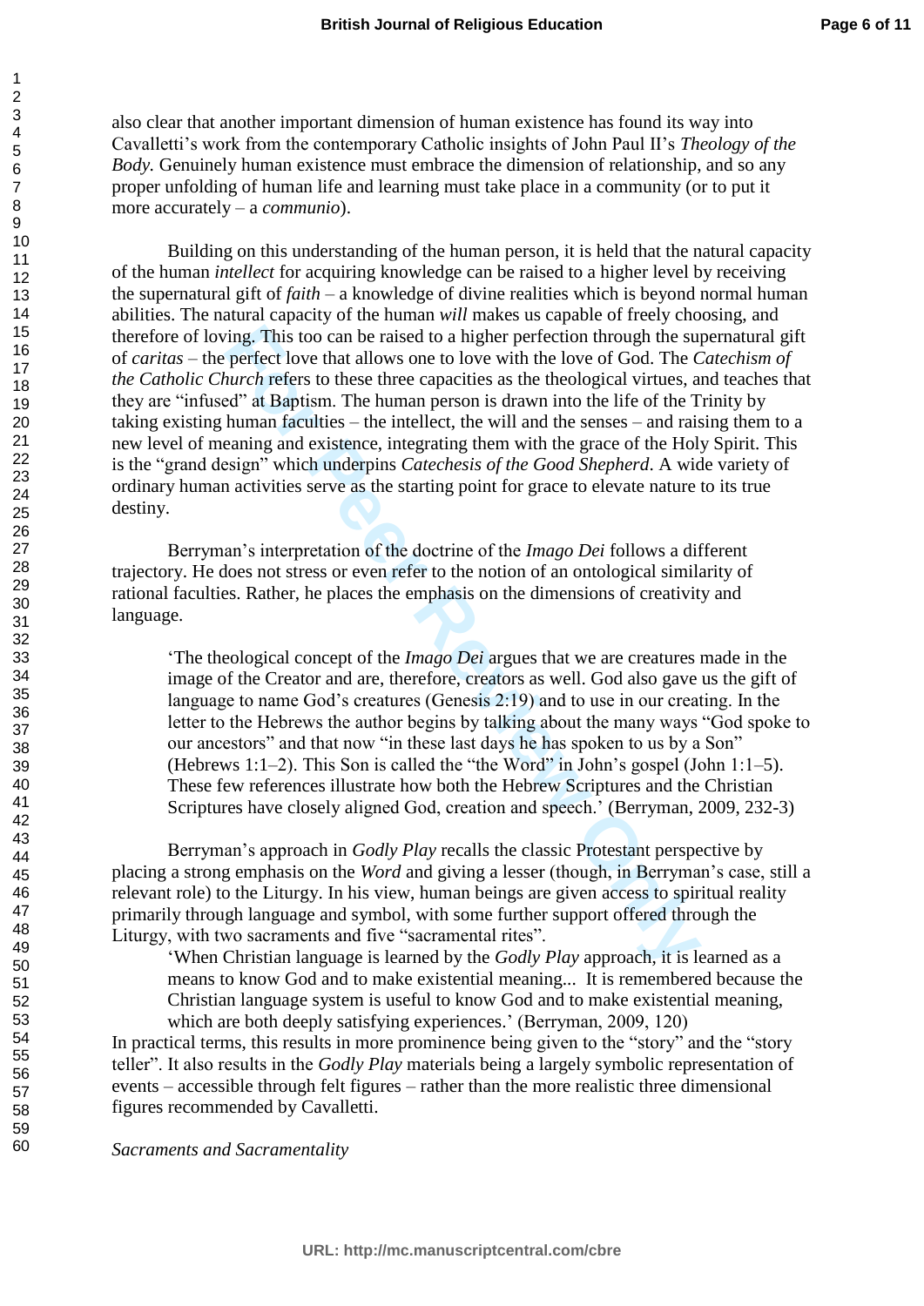also clear that another important dimension of human existence has found its way into Cavalletti's work from the contemporary Catholic insights of John Paul II's *Theology of the Body.* Genuinely human existence must embrace the dimension of relationship, and so any proper unfolding of human life and learning must take place in a community (or to put it more accurately – a *communio*).

Building on this understanding of the human person, it is held that the natural capacity of the human *intellect* for acquiring knowledge can be raised to a higher level by receiving the supernatural gift of *faith* – a knowledge of divine realities which is beyond normal human abilities. The natural capacity of the human *will* makes us capable of freely choosing, and therefore of loving. This too can be raised to a higher perfection through the supernatural gift of *caritas* – the perfect love that allows one to love with the love of God. The *Catechism of the Catholic Church* refers to these three capacities as the theological virtues, and teaches that they are "infused" at Baptism. The human person is drawn into the life of the Trinity by taking existing human faculties – the intellect, the will and the senses – and raising them to a new level of meaning and existence, integrating them with the grace of the Holy Spirit. This is the "grand design" which underpins *Catechesis of the Good Shepherd*. A wide variety of ordinary human activities serve as the starting point for grace to elevate nature to its true destiny.

Berryman's interpretation of the doctrine of the *Imago Dei* follows a different trajectory. He does not stress or even refer to the notion of an ontological similarity of rational faculties. Rather, he places the emphasis on the dimensions of creativity and language.

> 'The theological concept of the *Imago Dei* argues that we are creatures made in the image of the Creator and are, therefore, creators as well. God also gave us the gift of language to name God's creatures (Genesis 2:19) and to use in our creating. In the letter to the Hebrews the author begins by talking about the many ways "God spoke to our ancestors" and that now "in these last days he has spoken to us by a Son" (Hebrews 1:1–2). This Son is called the "the Word" in John's gospel (John 1:1–5). These few references illustrate how both the Hebrew Scriptures and the Christian Scriptures have closely aligned God, creation and speech.' (Berryman, 2009, 232-3)

Berryman's approach in *Godly Play* recalls the classic Protestant perspective by placing a strong emphasis on the *Word* and giving a lesser (though, in Berryman's case, still a relevant role) to the Liturgy. In his view, human beings are given access to spiritual reality primarily through language and symbol, with some further support offered through the Liturgy, with two sacraments and five "sacramental rites".

> 'When Christian language is learned by the *Godly Play* approach, it is learned as a means to know God and to make existential meaning... It is remembered because the Christian language system is useful to know God and to make existential meaning, which are both deeply satisfying experiences.' (Berryman, 2009, 120)

In practical terms, this results in more prominence being given to the "story" and the "story teller". It also results in the *Godly Play* materials being a largely symbolic representation of events – accessible through felt figures – rather than the more realistic three dimensional figures recommended by Cavalletti.

*Sacraments and Sacramentality*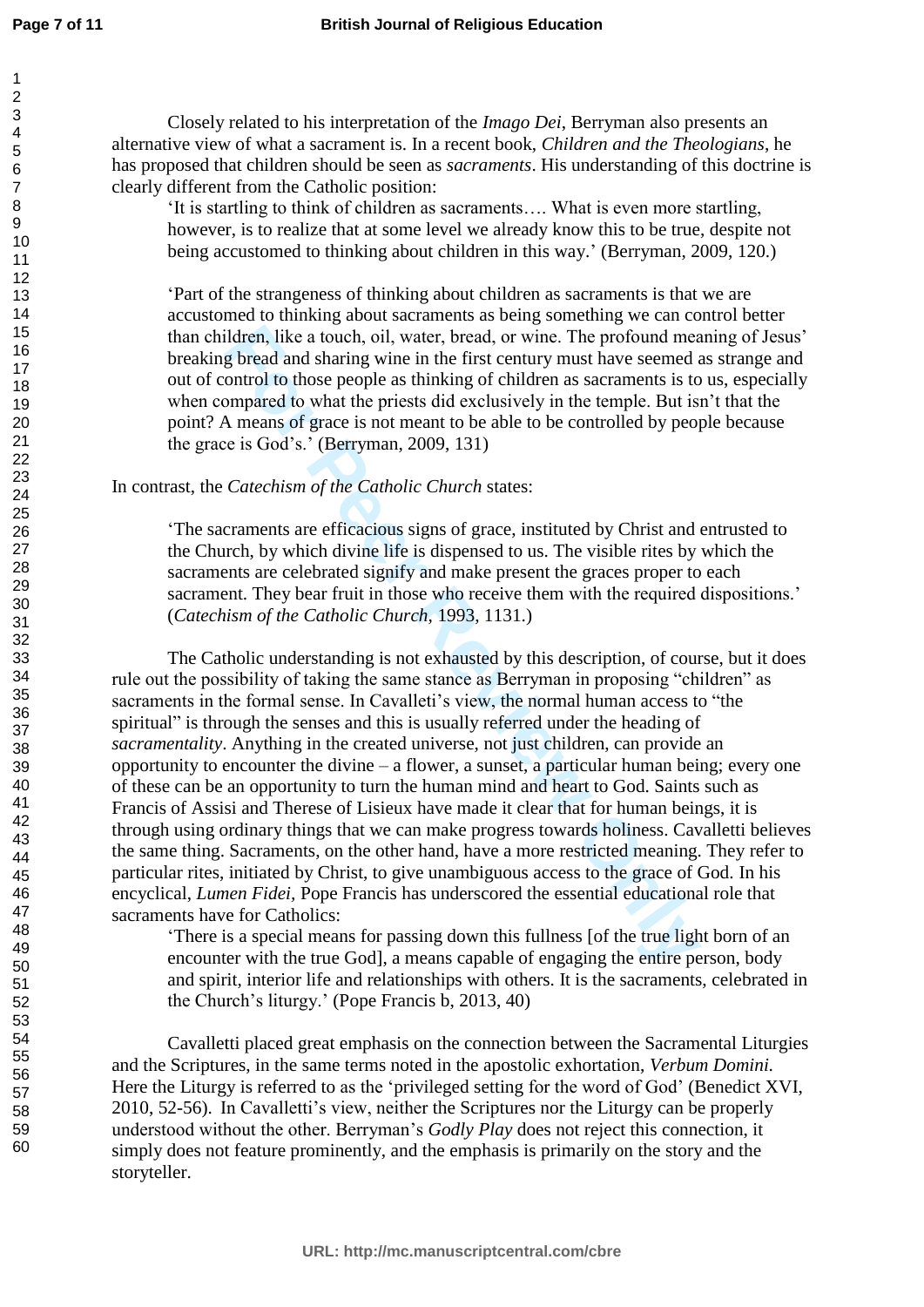Closely related to his interpretation of the *Imago Dei*, Berryman also presents an alternative view of what a sacrament is. In a recent book, *Children and the Theologians*, he has proposed that children should be seen as *sacraments*. His understanding of this doctrine is clearly different from the Catholic position:

> 'It is startling to think of children as sacraments…. What is even more startling, however, is to realize that at some level we already know this to be true, despite not being accustomed to thinking about children in this way.' (Berryman, 2009, 120.)

> 'Part of the strangeness of thinking about children as sacraments is that we are accustomed to thinking about sacraments as being something we can control better than children, like a touch, oil, water, bread, or wine. The profound meaning of Jesus' breaking bread and sharing wine in the first century must have seemed as strange and out of control to those people as thinking of children as sacraments is to us, especially when compared to what the priests did exclusively in the temple. But isn't that the point? A means of grace is not meant to be able to be controlled by people because the grace is God's.' (Berryman, 2009, 131)

In contrast, the *Catechism of the Catholic Church* states:

> 'The sacraments are efficacious signs of grace, instituted by Christ and entrusted to the Church, by which divine life is dispensed to us. The visible rites by which the sacraments are celebrated signify and make present the graces proper to each sacrament. They bear fruit in those who receive them with the required dispositions.' (*Catechism of the Catholic Church*, 1993, 1131.)

The Catholic understanding is not exhausted by this description, of course, but it does rule out the possibility of taking the same stance as Berryman in proposing "children" as sacraments in the formal sense. In Cavalleti's view, the normal human access to "the spiritual" is through the senses and this is usually referred under the heading of *sacramentality*. Anything in the created universe, not just children, can provide an opportunity to encounter the divine – a flower, a sunset, a particular human being; every one of these can be an opportunity to turn the human mind and heart to God. Saints such as Francis of Assisi and Therese of Lisieux have made it clear that for human beings, it is through using ordinary things that we can make progress towards holiness. Cavalletti believes the same thing. Sacraments, on the other hand, have a more restricted meaning. They refer to particular rites, initiated by Christ, to give unambiguous access to the grace of God. In his encyclical, *Lumen Fidei*, Pope Francis has underscored the essential educational role that sacraments have for Catholics:

> 'There is a special means for passing down this fullness [of the true light born of an encounter with the true God], a means capable of engaging the entire person, body and spirit, interior life and relationships with others. It is the sacraments, celebrated in the Church's liturgy.' (Pope Francis b, 2013, 40)

Cavalletti placed great emphasis on the connection between the Sacramental Liturgies and the Scriptures, in the same terms noted in the apostolic exhortation, *Verbum Domini.* Here the Liturgy is referred to as the 'privileged setting for the word of God' (Benedict XVI, 2010, 52-56). In Cavalletti's view, neither the Scriptures nor the Liturgy can be properly understood without the other. Berryman's *Godly Play* does not reject this connection, it simply does not feature prominently, and the emphasis is primarily on the story and the storyteller.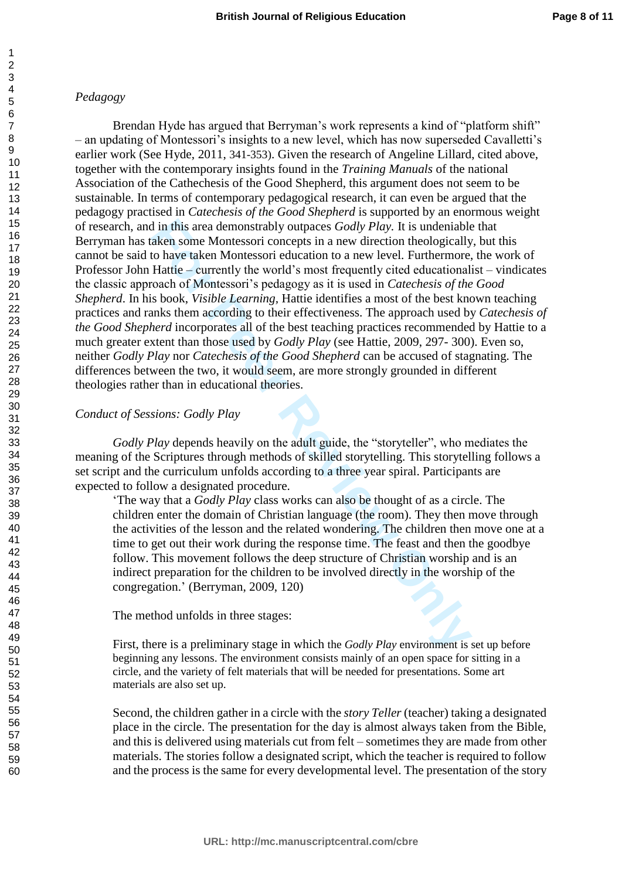*Pedagogy*

Brendan Hyde has argued that Berryman's work represents a kind of "platform shift" – an updating of Montessori's insights to a new level, which has now superseded Cavalletti's earlier work (See Hyde, 2011, 341-353). Given the research of Angeline Lillard, cited above, together with the contemporary insights found in the *Training Manuals* of the national Association of the Cathechesis of the Good Shepherd, this argument does not seem to be sustainable. In terms of contemporary pedagogical research, it can even be argued that the pedagogy practised in *Catechesis of the Good Shepherd* is supported by an enormous weight of research, and in this area demonstrably outpaces *Godly Play.* It is undeniable that Berryman has taken some Montessori concepts in a new direction theologically, but this cannot be said to have taken Montessori education to a new level. Furthermore, the work of Professor John Hattie – currently the world's most frequently cited educationalist – vindicates the classic approach of Montessori's pedagogy as it is used in *Catechesis of the Good Shepherd*. In his book, *Visible Learning*, Hattie identifies a most of the best known teaching practices and ranks them according to their effectiveness. The approach used by *Catechesis of the Good Shepherd* incorporates all of the best teaching practices recommended by Hattie to a much greater extent than those used by *Godly Play* (see Hattie, 2009, 297- 300). Even so, neither *Godly Play* nor *Catechesis of the Good Shepherd* can be accused of stagnating. The differences between the two, it would seem, are more strongly grounded in different theologies rather than in educational theories.

*Conduct of Sessions: Godly Play*

*Godly Play* depends heavily on the adult guide, the "storyteller", who mediates the meaning of the Scriptures through methods of skilled storytelling. This storytelling follows a set script and the curriculum unfolds according to a three year spiral. Participants are expected to follow a designated procedure.

> 'The way that a *Godly Play* class works can also be thought of as a circle. The children enter the domain of Christian language (the room). They then move through the activities of the lesson and the related wondering. The children then move one at a time to get out their work during the response time. The feast and then the goodbye follow. This movement follows the deep structure of Christian worship and is an indirect preparation for the children to be involved directly in the worship of the congregation.' (Berryman, 2009, 120)

The method unfolds in three stages:

First, there is a preliminary stage in which the *Godly Play* environment is set up before beginning any lessons. The environment consists mainly of an open space for sitting in a circle, and the variety of felt materials that will be needed for presentations. Some art materials are also set up.

Second, the children gather in a circle with the *story Teller* (teacher) taking a designated place in the circle. The presentation for the day is almost always taken from the Bible, and this is delivered using materials cut from felt – sometimes they are made from other materials. The stories follow a designated script, which the teacher is required to follow and the process is the same for every developmental level. The presentation of the story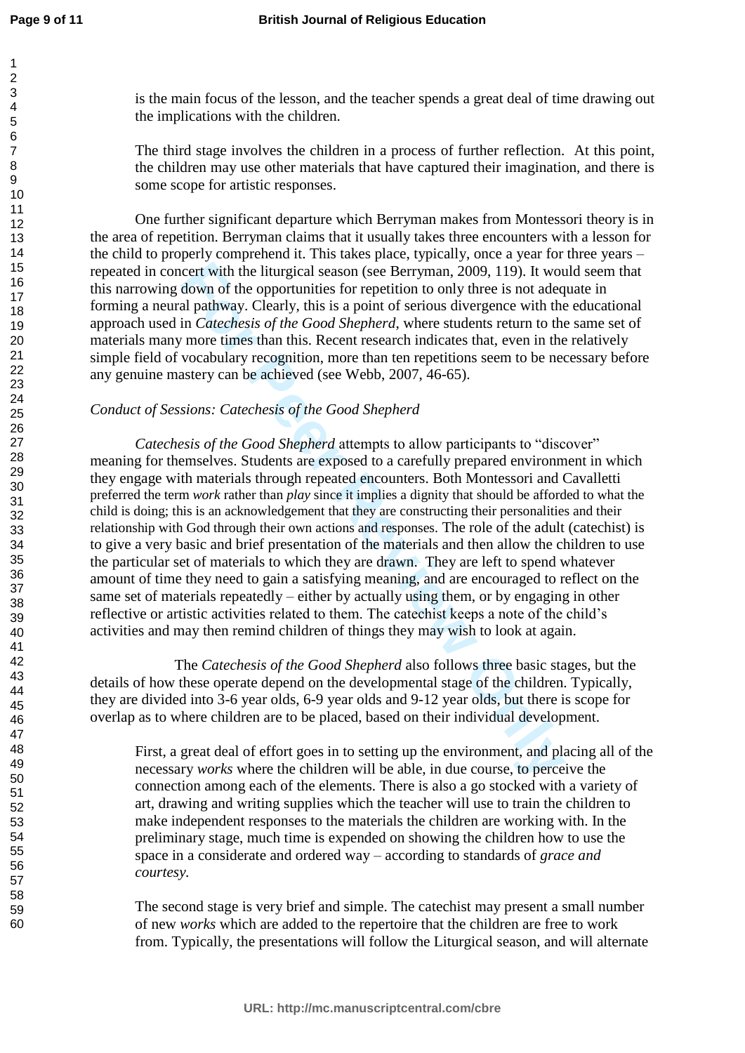is the main focus of the lesson, and the teacher spends a great deal of time drawing out the implications with the children.

The third stage involves the children in a process of further reflection. At this point, the children may use other materials that have captured their imagination, and there is some scope for artistic responses.

One further significant departure which Berryman makes from Montessori theory is in the area of repetition. Berryman claims that it usually takes three encounters with a lesson for the child to properly comprehend it. This takes place, typically, once a year for three years – repeated in concert with the liturgical season (see Berryman, 2009, 119). It would seem that this narrowing down of the opportunities for repetition to only three is not adequate in forming a neural pathway. Clearly, this is a point of serious divergence with the educational approach used in *Catechesis of the Good Shepherd*, where students return to the same set of materials many more times than this. Recent research indicates that, even in the relatively simple field of vocabulary recognition, more than ten repetitions seem to be necessary before any genuine mastery can be achieved (see Webb, 2007, 46-65).

*Conduct of Sessions: Catechesis of the Good Shepherd*

*Catechesis of the Good Shepherd* attempts to allow participants to "discover" meaning for themselves. Students are exposed to a carefully prepared environment in which they engage with materials through repeated encounters. Both Montessori and Cavalletti preferred the term *work* rather than *play* since it implies a dignity that should be afforded to what the child is doing; this is an acknowledgement that they are constructing their personalities and their relationship with God through their own actions and responses. The role of the adult (catechist) is to give a very basic and brief presentation of the materials and then allow the children to use the particular set of materials to which they are drawn. They are left to spend whatever amount of time they need to gain a satisfying meaning, and are encouraged to reflect on the same set of materials repeatedly – either by actually using them, or by engaging in other reflective or artistic activities related to them. The catechist keeps a note of the child's activities and may then remind children of things they may wish to look at again.

The *Catechesis of the Good Shepherd* also follows three basic stages, but the details of how these operate depend on the developmental stage of the children. Typically, they are divided into 3-6 year olds, 6-9 year olds and 9-12 year olds, but there is scope for overlap as to where children are to be placed, based on their individual development.

First, a great deal of effort goes in to setting up the environment, and placing all of the necessary *works* where the children will be able, in due course, to perceive the connection among each of the elements. There is also a go stocked with a variety of art, drawing and writing supplies which the teacher will use to train the children to make independent responses to the materials the children are working with. In the preliminary stage, much time is expended on showing the children how to use the space in a considerate and ordered way – according to standards of *grace and courtesy.*

The second stage is very brief and simple. The catechist may present a small number of new *works* which are added to the repertoire that the children are free to work from. Typically, the presentations will follow the Liturgical season, and will alternate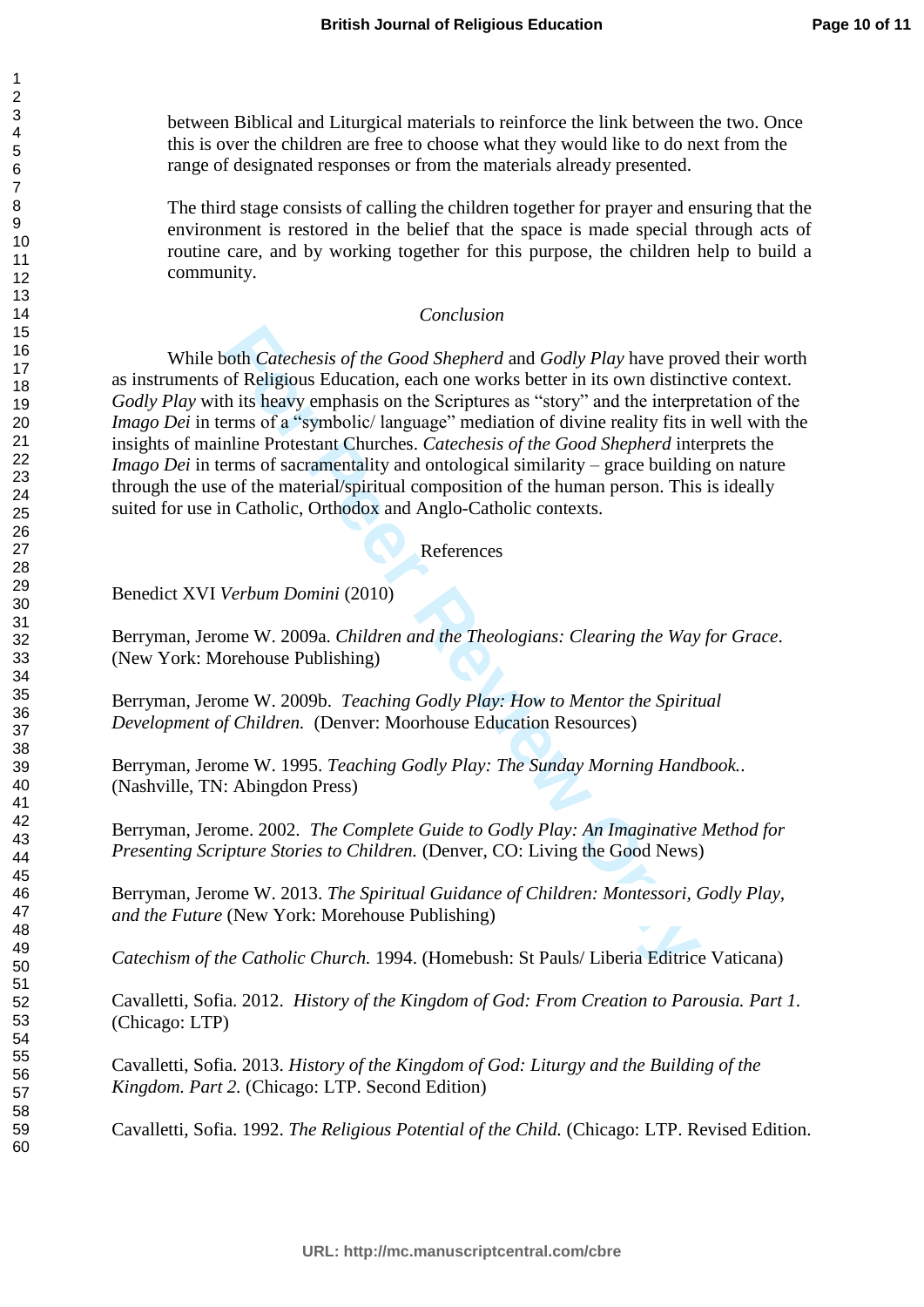between Biblical and Liturgical materials to reinforce the link between the two. Once this is over the children are free to choose what they would like to do next from the range of designated responses or from the materials already presented.

The third stage consists of calling the children together for prayer and ensuring that the environment is restored in the belief that the space is made special through acts of routine care, and by working together for this purpose, the children help to build a community.

### *Conclusion*

While both *Catechesis of the Good Shepherd* and *Godly Play* have proved their worth as instruments of Religious Education, each one works better in its own distinctive context. *Godly Play* with its heavy emphasis on the Scriptures as "story" and the interpretation of the *Imago Dei* in terms of a "symbolic/ language" mediation of divine reality fits in well with the insights of mainline Protestant Churches. *Catechesis of the Good Shepherd* interprets the *Imago Dei* in terms of sacramentality and ontological similarity – grace building on nature through the use of the material/spiritual composition of the human person. This is ideally suited for use in Catholic, Orthodox and Anglo-Catholic contexts.

### References

Benedict XVI *Verbum Domini* (2010)

Berryman, Jerome W. 2009a. *Children and the Theologians: Clearing the Way for Grace*. (New York: Morehouse Publishing)

Berryman, Jerome W. 2009b. *Teaching Godly Play: How to Mentor the Spiritual Development of Children.* (Denver: Moorhouse Education Resources)

Berryman, Jerome W. 1995. *Teaching Godly Play: The Sunday Morning Handbook.*. (Nashville, TN: Abingdon Press)

Berryman, Jerome. 2002. *The Complete Guide to Godly Play: An Imaginative Method for Presenting Scripture Stories to Children.* (Denver, CO: Living the Good News)

Berryman, Jerome W. 2013. *The Spiritual Guidance of Children: Montessori, Godly Play, and the Future* (New York: Morehouse Publishing)

*Catechism of the Catholic Church.* 1994. (Homebush: St Pauls/ Liberia Editrice Vaticana)

Cavalletti, Sofia. 2012. *History of the Kingdom of God: From Creation to Parousia. Part 1.* (Chicago: LTP)

Cavalletti, Sofia. 2013. *History of the Kingdom of God: Liturgy and the Building of the Kingdom. Part 2.* (Chicago: LTP. Second Edition)

Cavalletti, Sofia. 1992. *The Religious Potential of the Child.* (Chicago: LTP. Revised Edition.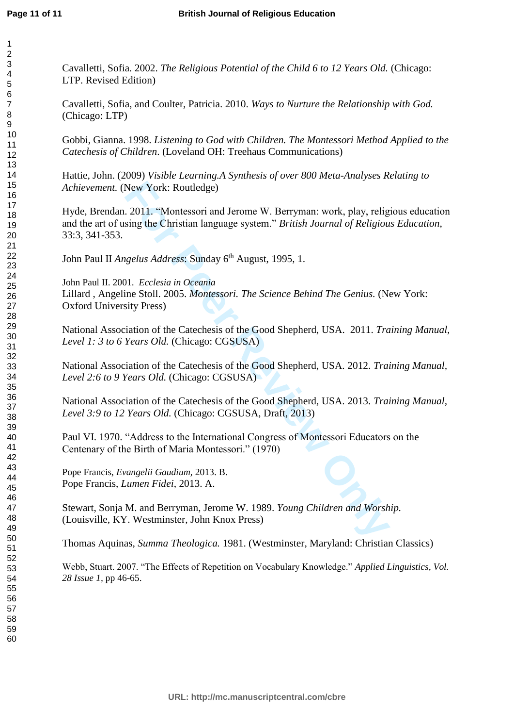Cavalletti, Sofia. 2002. *The Religious Potential of the Child 6 to 12 Years Old.* (Chicago: LTP. Revised Edition)

Cavalletti, Sofia, and Coulter, Patricia. 2010. *Ways to Nurture the Relationship with God.* (Chicago: LTP)

Gobbi, Gianna. 1998. *Listening to God with Children. The Montessori Method Applied to the Catechesis of Children*. (Loveland OH: Treehaus Communications)

Hattie, John. (2009) *Visible Learning.A Synthesis of over 800 Meta-Analyses Relating to Achievement.* (New York: Routledge)

Hyde, Brendan. 2011. "Montessori and Jerome W. Berryman: work, play, religious education and the art of using the Christian language system." *British Journal of Religious Education*, 33:3, 341-353.

John Paul II *Angelus Address*: Sunday 6th August, 1995, 1.

John Paul II. 2001. *Ecclesia in Oceania*
Lillard , Angeline Stoll. 2005. *Montessori. The Science Behind The Genius.* (New York: Oxford University Press)

National Association of the Catechesis of the Good Shepherd, USA. 2011. *Training Manual, Level 1: 3 to 6 Years Old.* (Chicago: CGSUSA)

National Association of the Catechesis of the Good Shepherd, USA. 2012. *Training Manual, Level 2:6 to 9 Years Old.* (Chicago: CGSUSA)

National Association of the Catechesis of the Good Shepherd, USA. 2013. *Training Manual, Level 3:9 to 12 Years Old.* (Chicago: CGSUSA, Draft, 2013)

Paul VI. 1970. "Address to the International Congress of Montessori Educators on the Centenary of the Birth of Maria Montessori." (1970)

Pope Francis, *Evangelii Gaudium*, 2013. B.
Pope Francis, *Lumen Fidei*, 2013. A.

Stewart, Sonja M. and Berryman, Jerome W. 1989. *Young Children and Worship.* (Louisville, KY. Westminster, John Knox Press)

Thomas Aquinas, *Summa Theologica.* 1981. (Westminster, Maryland: Christian Classics)

Webb, Stuart. 2007. "The Effects of Repetition on Vocabulary Knowledge." *Applied Linguistics, Vol. 28 Issue 1*, pp 46-65.